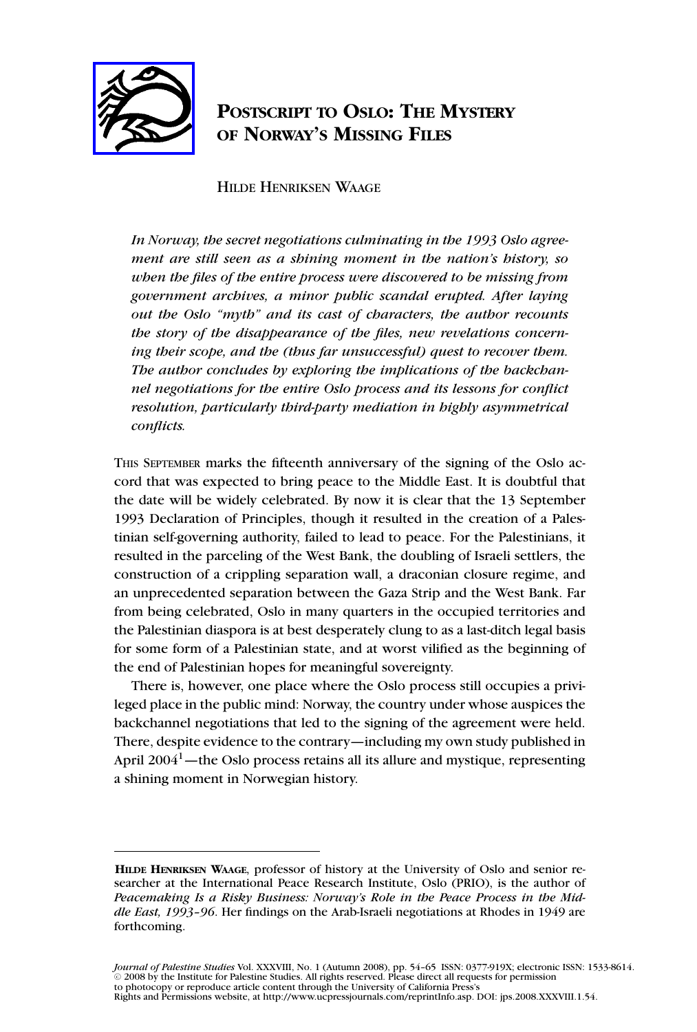# Postscript to Oslo: The Mystery of Norway's Missing Files

Hilde Henriksen Waage

*In Norway, the secret negotiations culminating in the 1993 Oslo agreement are still seen as a shining moment in the nation's history, so when the files of the entire process were discovered to be missing from government archives, a minor public scandal erupted. After laying out the Oslo "myth" and its cast of characters, the author recounts the story of the disappearance of the files, new revelations concerning their scope, and the (thus far unsuccessful) quest to recover them. The author concludes by exploring the implications of the backchannel negotiations for the entire Oslo process and its lessons for conflict resolution, particularly third-party mediation in highly asymmetrical conflicts.*

This September marks the fifteenth anniversary of the signing of the Oslo accord that was expected to bring peace to the Middle East. It is doubtful that the date will be widely celebrated. By now it is clear that the 13 September 1993 Declaration of Principles, though it resulted in the creation of a Palestinian self-governing authority, failed to lead to peace. For the Palestinians, it resulted in the parceling of the West Bank, the doubling of Israeli settlers, the construction of a crippling separation wall, a draconian closure regime, and an unprecedented separation between the Gaza Strip and the West Bank. Far from being celebrated, Oslo in many quarters in the occupied territories and the Palestinian diaspora is at best desperately clung to as a last-ditch legal basis for some form of a Palestinian state, and at worst vilified as the beginning of the end of Palestinian hopes for meaningful sovereignty.

There is, however, one place where the Oslo process still occupies a privileged place in the public mind: Norway, the country under whose auspices the backchannel negotiations that led to the signing of the agreement were held. There, despite evidence to the contrary—including my own study published in April 2004[1]—the Oslo process retains all its allure and mystique, representing a shining moment in Norwegian history.

---

**Hilde Henriksen Waage**, professor of history at the University of Oslo and senior researcher at the International Peace Research Institute, Oslo (PRIO), is the author of *Peacemaking Is a Risky Business: Norway's Role in the Peace Process in the Middle East, 1993–96*. Her findings on the Arab-Israeli negotiations at Rhodes in 1949 are forthcoming.

*Journal of Palestine Studies* Vol. XXXVIII, No. 1 (Autumn 2008), pp. 54–65 ISSN: 0377-919X; electronic ISSN: 1533-8614. © 2008 by the Institute for Palestine Studies. All rights reserved. Please direct all requests for permission to photocopy or reproduce article content through the University of California Press's Rights and Permissions website, at http://www.ucpressjournals.com/reprintInfo.asp. DOI: jps.2008.XXXVIII.1.54.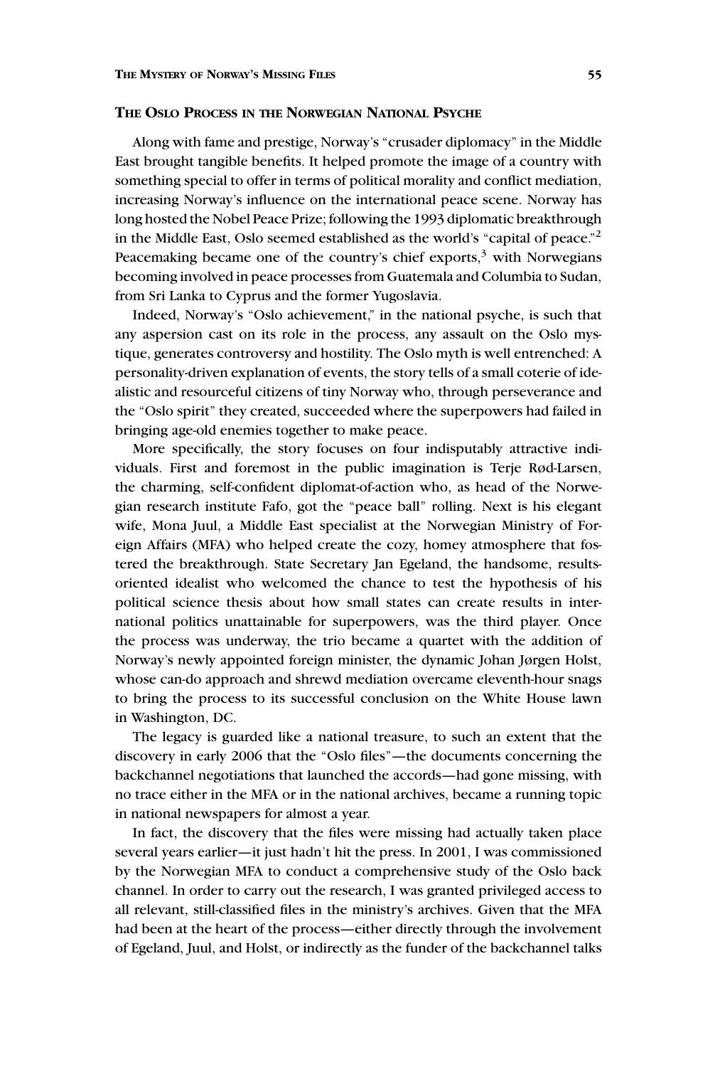## The Oslo Process in the Norwegian National Psyche

Along with fame and prestige, Norway's "crusader diplomacy" in the Middle East brought tangible benefits. It helped promote the image of a country with something special to offer in terms of political morality and conflict mediation, increasing Norway's influence on the international peace scene. Norway has long hosted the Nobel Peace Prize; following the 1993 diplomatic breakthrough in the Middle East, Oslo seemed established as the world's "capital of peace."[2] Peacemaking became one of the country's chief exports,[3] with Norwegians becoming involved in peace processes from Guatemala and Columbia to Sudan, from Sri Lanka to Cyprus and the former Yugoslavia.

Indeed, Norway's "Oslo achievement," in the national psyche, is such that any aspersion cast on its role in the process, any assault on the Oslo mystique, generates controversy and hostility. The Oslo myth is well entrenched: A personality-driven explanation of events, the story tells of a small coterie of idealistic and resourceful citizens of tiny Norway who, through perseverance and the "Oslo spirit" they created, succeeded where the superpowers had failed in bringing age-old enemies together to make peace.

More specifically, the story focuses on four indisputably attractive individuals. First and foremost in the public imagination is Terje Rød-Larsen, the charming, self-confident diplomat-of-action who, as head of the Norwegian research institute Fafo, got the "peace ball" rolling. Next is his elegant wife, Mona Juul, a Middle East specialist at the Norwegian Ministry of Foreign Affairs (MFA) who helped create the cozy, homey atmosphere that fostered the breakthrough. State Secretary Jan Egeland, the handsome, results-oriented idealist who welcomed the chance to test the hypothesis of his political science thesis about how small states can create results in international politics unattainable for superpowers, was the third player. Once the process was underway, the trio became a quartet with the addition of Norway's newly appointed foreign minister, the dynamic Johan Jørgen Holst, whose can-do approach and shrewd mediation overcame eleventh-hour snags to bring the process to its successful conclusion on the White House lawn in Washington, DC.

The legacy is guarded like a national treasure, to such an extent that the discovery in early 2006 that the "Oslo files"—the documents concerning the backchannel negotiations that launched the accords—had gone missing, with no trace either in the MFA or in the national archives, became a running topic in national newspapers for almost a year.

In fact, the discovery that the files were missing had actually taken place several years earlier—it just hadn't hit the press. In 2001, I was commissioned by the Norwegian MFA to conduct a comprehensive study of the Oslo back channel. In order to carry out the research, I was granted privileged access to all relevant, still-classified files in the ministry's archives. Given that the MFA had been at the heart of the process—either directly through the involvement of Egeland, Juul, and Holst, or indirectly as the funder of the backchannel talks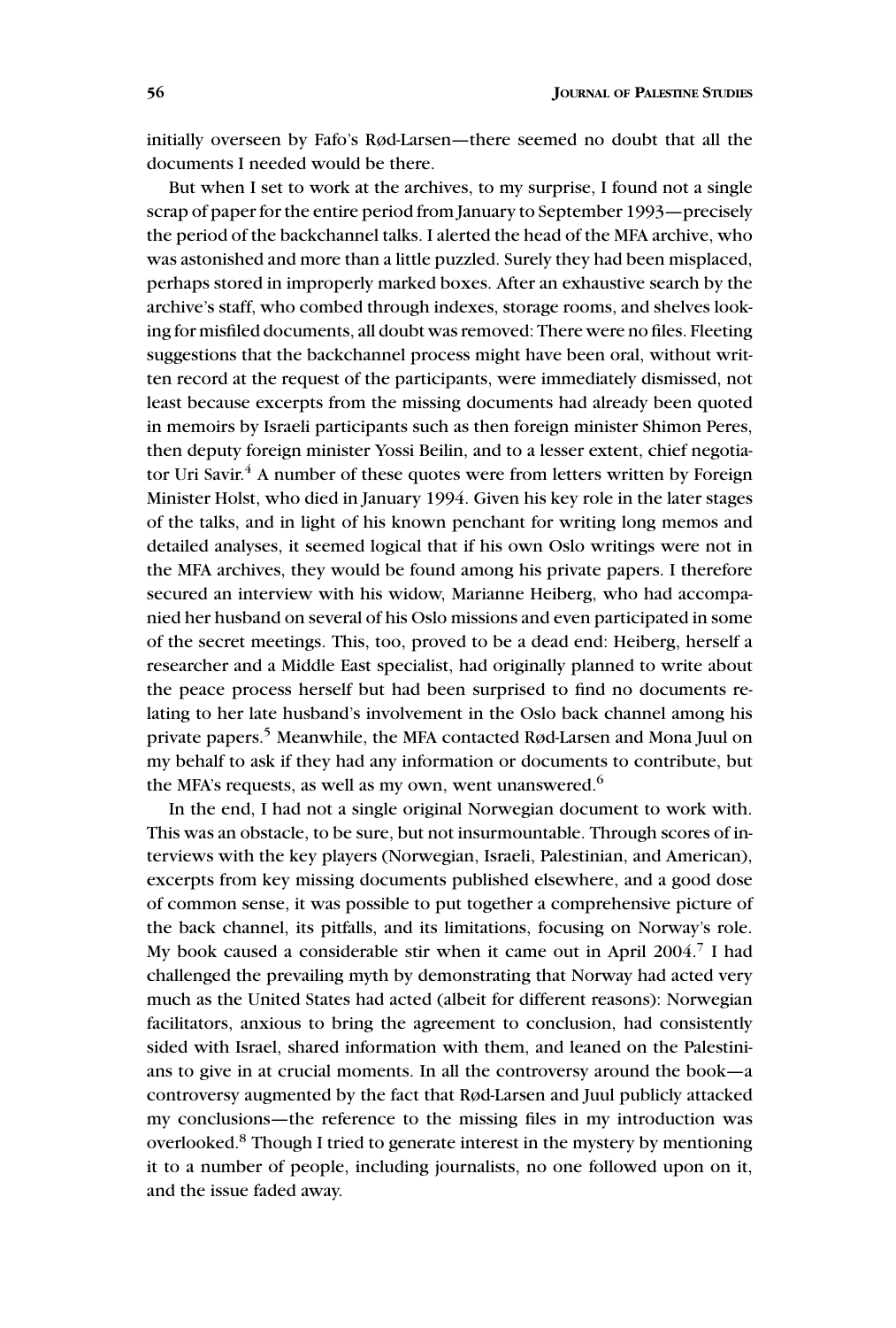initially overseen by Fafo's Rød-Larsen—there seemed no doubt that all the documents I needed would be there.

But when I set to work at the archives, to my surprise, I found not a single scrap of paper for the entire period from January to September 1993—precisely the period of the backchannel talks. I alerted the head of the MFA archive, who was astonished and more than a little puzzled. Surely they had been misplaced, perhaps stored in improperly marked boxes. After an exhaustive search by the archive's staff, who combed through indexes, storage rooms, and shelves looking for misfiled documents, all doubt was removed: There were no files. Fleeting suggestions that the backchannel process might have been oral, without written record at the request of the participants, were immediately dismissed, not least because excerpts from the missing documents had already been quoted in memoirs by Israeli participants such as then foreign minister Shimon Peres, then deputy foreign minister Yossi Beilin, and to a lesser extent, chief negotiator Uri Savir.[4] A number of these quotes were from letters written by Foreign Minister Holst, who died in January 1994. Given his key role in the later stages of the talks, and in light of his known penchant for writing long memos and detailed analyses, it seemed logical that if his own Oslo writings were not in the MFA archives, they would be found among his private papers. I therefore secured an interview with his widow, Marianne Heiberg, who had accompanied her husband on several of his Oslo missions and even participated in some of the secret meetings. This, too, proved to be a dead end: Heiberg, herself a researcher and a Middle East specialist, had originally planned to write about the peace process herself but had been surprised to find no documents relating to her late husband's involvement in the Oslo back channel among his private papers.[5] Meanwhile, the MFA contacted Rød-Larsen and Mona Juul on my behalf to ask if they had any information or documents to contribute, but the MFA's requests, as well as my own, went unanswered.[6]

In the end, I had not a single original Norwegian document to work with. This was an obstacle, to be sure, but not insurmountable. Through scores of interviews with the key players (Norwegian, Israeli, Palestinian, and American), excerpts from key missing documents published elsewhere, and a good dose of common sense, it was possible to put together a comprehensive picture of the back channel, its pitfalls, and its limitations, focusing on Norway's role. My book caused a considerable stir when it came out in April 2004.[7] I had challenged the prevailing myth by demonstrating that Norway had acted very much as the United States had acted (albeit for different reasons): Norwegian facilitators, anxious to bring the agreement to conclusion, had consistently sided with Israel, shared information with them, and leaned on the Palestinians to give in at crucial moments. In all the controversy around the book—a controversy augmented by the fact that Rød-Larsen and Juul publicly attacked my conclusions—the reference to the missing files in my introduction was overlooked.[8] Though I tried to generate interest in the mystery by mentioning it to a number of people, including journalists, no one followed upon on it, and the issue faded away.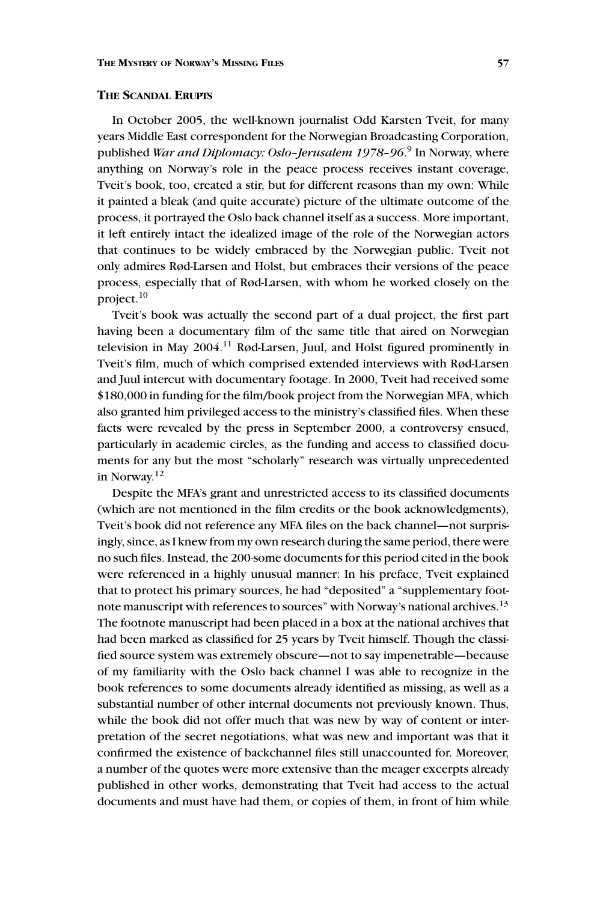## THE SCANDAL ERUPTS

In October 2005, the well-known journalist Odd Karsten Tveit, for many years Middle East correspondent for the Norwegian Broadcasting Corporation, published *War and Diplomacy: Oslo–Jerusalem 1978–96*.[9] In Norway, where anything on Norway's role in the peace process receives instant coverage, Tveit's book, too, created a stir, but for different reasons than my own: While it painted a bleak (and quite accurate) picture of the ultimate outcome of the process, it portrayed the Oslo back channel itself as a success. More important, it left entirely intact the idealized image of the role of the Norwegian actors that continues to be widely embraced by the Norwegian public. Tveit not only admires Rød-Larsen and Holst, but embraces their versions of the peace process, especially that of Rød-Larsen, with whom he worked closely on the project.[10]

Tveit's book was actually the second part of a dual project, the first part having been a documentary film of the same title that aired on Norwegian television in May 2004.[11] Rød-Larsen, Juul, and Holst figured prominently in Tveit's film, much of which comprised extended interviews with Rød-Larsen and Juul intercut with documentary footage. In 2000, Tveit had received some $180,000 in funding for the film/book project from the Norwegian MFA, which also granted him privileged access to the ministry's classified files. When these facts were revealed by the press in September 2000, a controversy ensued, particularly in academic circles, as the funding and access to classified documents for any but the most "scholarly" research was virtually unprecedented in Norway.[12]

Despite the MFA's grant and unrestricted access to its classified documents (which are not mentioned in the film credits or the book acknowledgments), Tveit's book did not reference any MFA files on the back channel—not surprisingly, since, as I knew from my own research during the same period, there were no such files. Instead, the 200-some documents for this period cited in the book were referenced in a highly unusual manner: In his preface, Tveit explained that to protect his primary sources, he had "deposited" a "supplementary footnote manuscript with references to sources" with Norway's national archives.[13] The footnote manuscript had been placed in a box at the national archives that had been marked as classified for 25 years by Tveit himself. Though the classified source system was extremely obscure—not to say impenetrable—because of my familiarity with the Oslo back channel I was able to recognize in the book references to some documents already identified as missing, as well as a substantial number of other internal documents not previously known. Thus, while the book did not offer much that was new by way of content or interpretation of the secret negotiations, what was new and important was that it confirmed the existence of backchannel files still unaccounted for. Moreover, a number of the quotes were more extensive than the meager excerpts already published in other works, demonstrating that Tveit had access to the actual documents and must have had them, or copies of them, in front of him while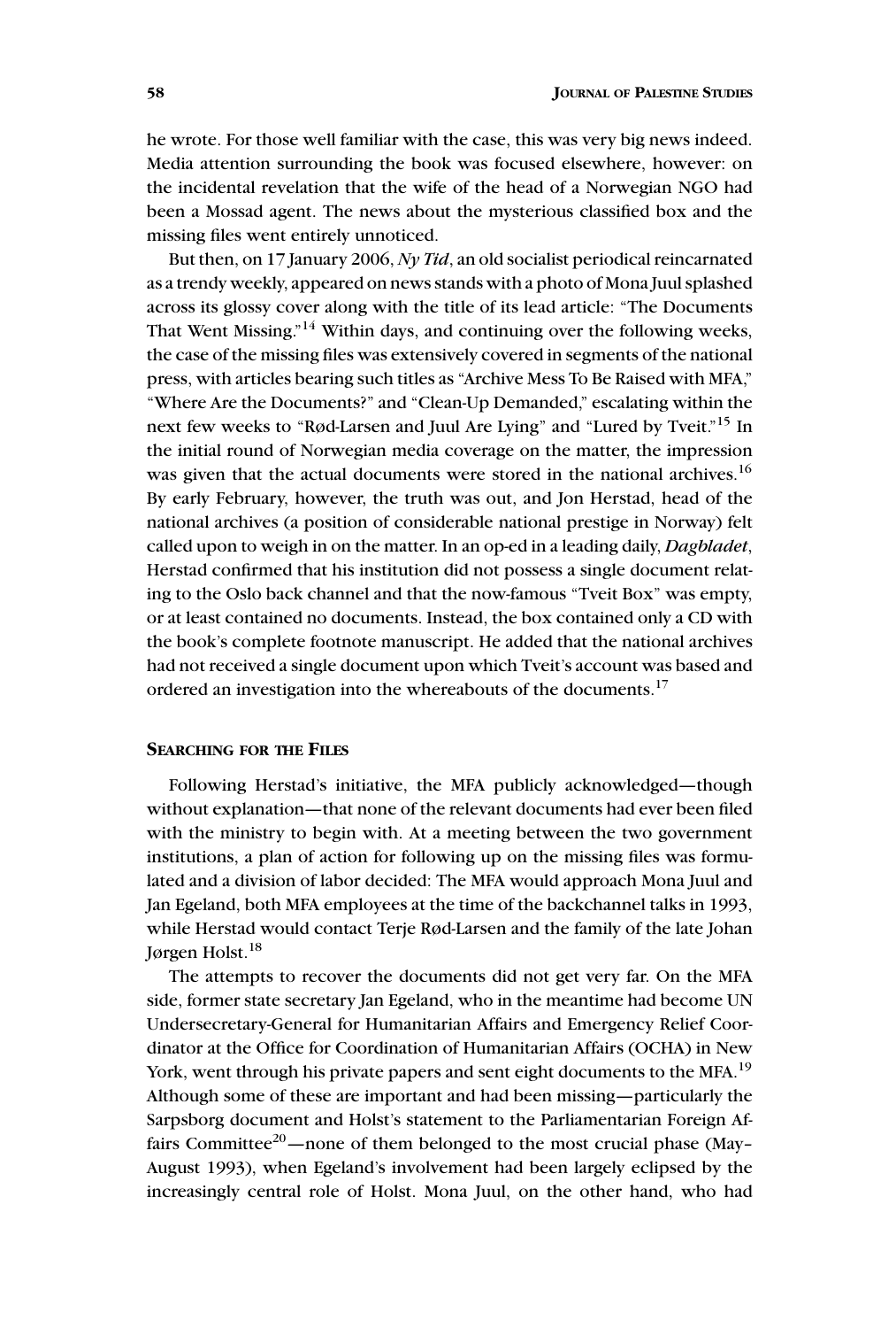he wrote. For those well familiar with the case, this was very big news indeed. Media attention surrounding the book was focused elsewhere, however: on the incidental revelation that the wife of the head of a Norwegian NGO had been a Mossad agent. The news about the mysterious classified box and the missing files went entirely unnoticed.

But then, on 17 January 2006, *Ny Tid*, an old socialist periodical reincarnated as a trendy weekly, appeared on news stands with a photo of Mona Juul splashed across its glossy cover along with the title of its lead article: "The Documents That Went Missing."[14] Within days, and continuing over the following weeks, the case of the missing files was extensively covered in segments of the national press, with articles bearing such titles as "Archive Mess To Be Raised with MFA," "Where Are the Documents?" and "Clean-Up Demanded," escalating within the next few weeks to "Rød-Larsen and Juul Are Lying" and "Lured by Tveit."[15] In the initial round of Norwegian media coverage on the matter, the impression was given that the actual documents were stored in the national archives.[16] By early February, however, the truth was out, and Jon Herstad, head of the national archives (a position of considerable national prestige in Norway) felt called upon to weigh in on the matter. In an op-ed in a leading daily, *Dagbladet*, Herstad confirmed that his institution did not possess a single document relating to the Oslo back channel and that the now-famous "Tveit Box" was empty, or at least contained no documents. Instead, the box contained only a CD with the book's complete footnote manuscript. He added that the national archives had not received a single document upon which Tveit's account was based and ordered an investigation into the whereabouts of the documents.[17]

## Searching for the Files

Following Herstad's initiative, the MFA publicly acknowledged—though without explanation—that none of the relevant documents had ever been filed with the ministry to begin with. At a meeting between the two government institutions, a plan of action for following up on the missing files was formulated and a division of labor decided: The MFA would approach Mona Juul and Jan Egeland, both MFA employees at the time of the backchannel talks in 1993, while Herstad would contact Terje Rød-Larsen and the family of the late Johan Jørgen Holst.[18]

The attempts to recover the documents did not get very far. On the MFA side, former state secretary Jan Egeland, who in the meantime had become UN Undersecretary-General for Humanitarian Affairs and Emergency Relief Coordinator at the Office for Coordination of Humanitarian Affairs (OCHA) in New York, went through his private papers and sent eight documents to the MFA.[19] Although some of these are important and had been missing—particularly the Sarpsborg document and Holst's statement to the Parliamentarian Foreign Affairs Committee[20]—none of them belonged to the most crucial phase (May–August 1993), when Egeland's involvement had been largely eclipsed by the increasingly central role of Holst. Mona Juul, on the other hand, who had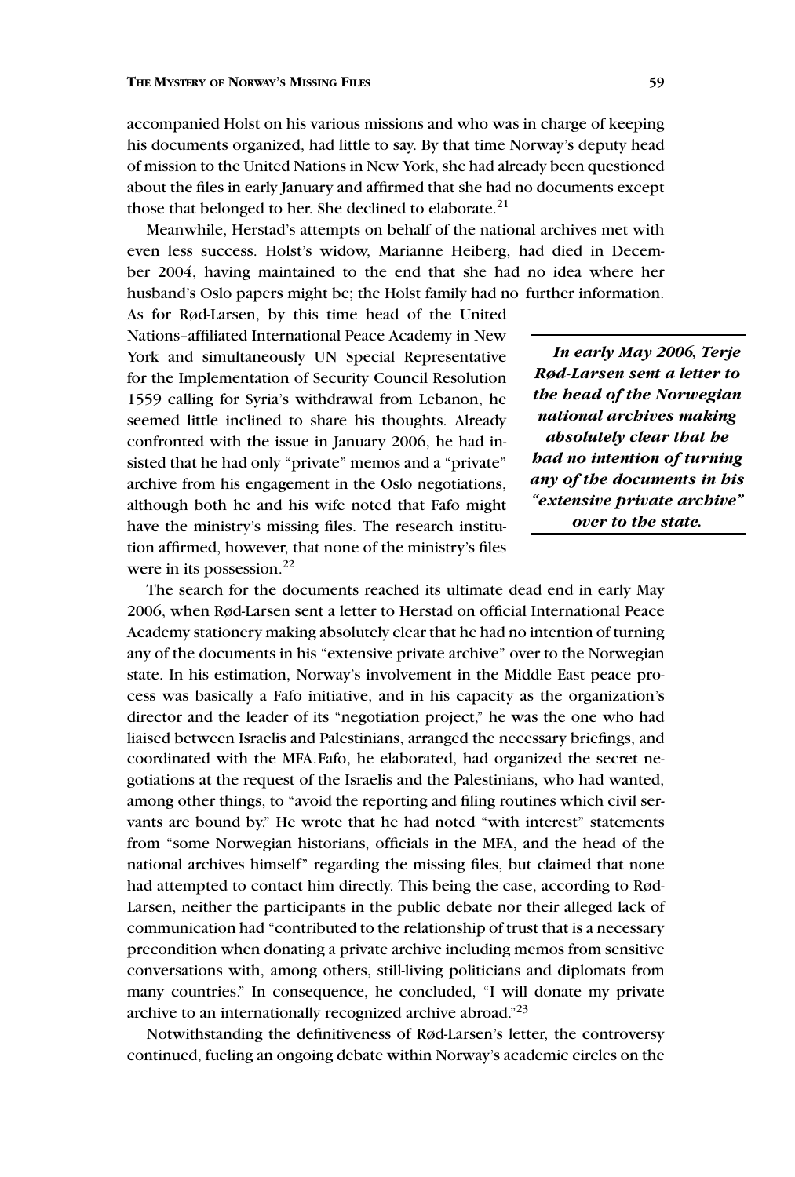accompanied Holst on his various missions and who was in charge of keeping his documents organized, had little to say. By that time Norway's deputy head of mission to the United Nations in New York, she had already been questioned about the files in early January and affirmed that she had no documents except those that belonged to her. She declined to elaborate.[21]

Meanwhile, Herstad's attempts on behalf of the national archives met with even less success. Holst's widow, Marianne Heiberg, had died in December 2004, having maintained to the end that she had no idea where her husband's Oslo papers might be; the Holst family had no further information. As for Rød-Larsen, by this time head of the United Nations–affiliated International Peace Academy in New York and simultaneously UN Special Representative for the Implementation of Security Council Resolution 1559 calling for Syria's withdrawal from Lebanon, he seemed little inclined to share his thoughts. Already confronted with the issue in January 2006, he had insisted that he had only "private" memos and a "private" archive from his engagement in the Oslo negotiations, although both he and his wife noted that Fafo might have the ministry's missing files. The research institution affirmed, however, that none of the ministry's files were in its possession.[22]

> ***In early May 2006, Terje Rød-Larsen sent a letter to the head of the Norwegian national archives making absolutely clear that he had no intention of turning any of the documents in his "extensive private archive" over to the state.***

The search for the documents reached its ultimate dead end in early May 2006, when Rød-Larsen sent a letter to Herstad on official International Peace Academy stationery making absolutely clear that he had no intention of turning any of the documents in his "extensive private archive" over to the Norwegian state. In his estimation, Norway's involvement in the Middle East peace process was basically a Fafo initiative, and in his capacity as the organization's director and the leader of its "negotiation project," he was the one who had liaised between Israelis and Palestinians, arranged the necessary briefings, and coordinated with the MFA.Fafo, he elaborated, had organized the secret negotiations at the request of the Israelis and the Palestinians, who had wanted, among other things, to "avoid the reporting and filing routines which civil servants are bound by." He wrote that he had noted "with interest" statements from "some Norwegian historians, officials in the MFA, and the head of the national archives himself" regarding the missing files, but claimed that none had attempted to contact him directly. This being the case, according to Rød-Larsen, neither the participants in the public debate nor their alleged lack of communication had "contributed to the relationship of trust that is a necessary precondition when donating a private archive including memos from sensitive conversations with, among others, still-living politicians and diplomats from many countries." In consequence, he concluded, "I will donate my private archive to an internationally recognized archive abroad."[23]

Notwithstanding the definitiveness of Rød-Larsen's letter, the controversy continued, fueling an ongoing debate within Norway's academic circles on the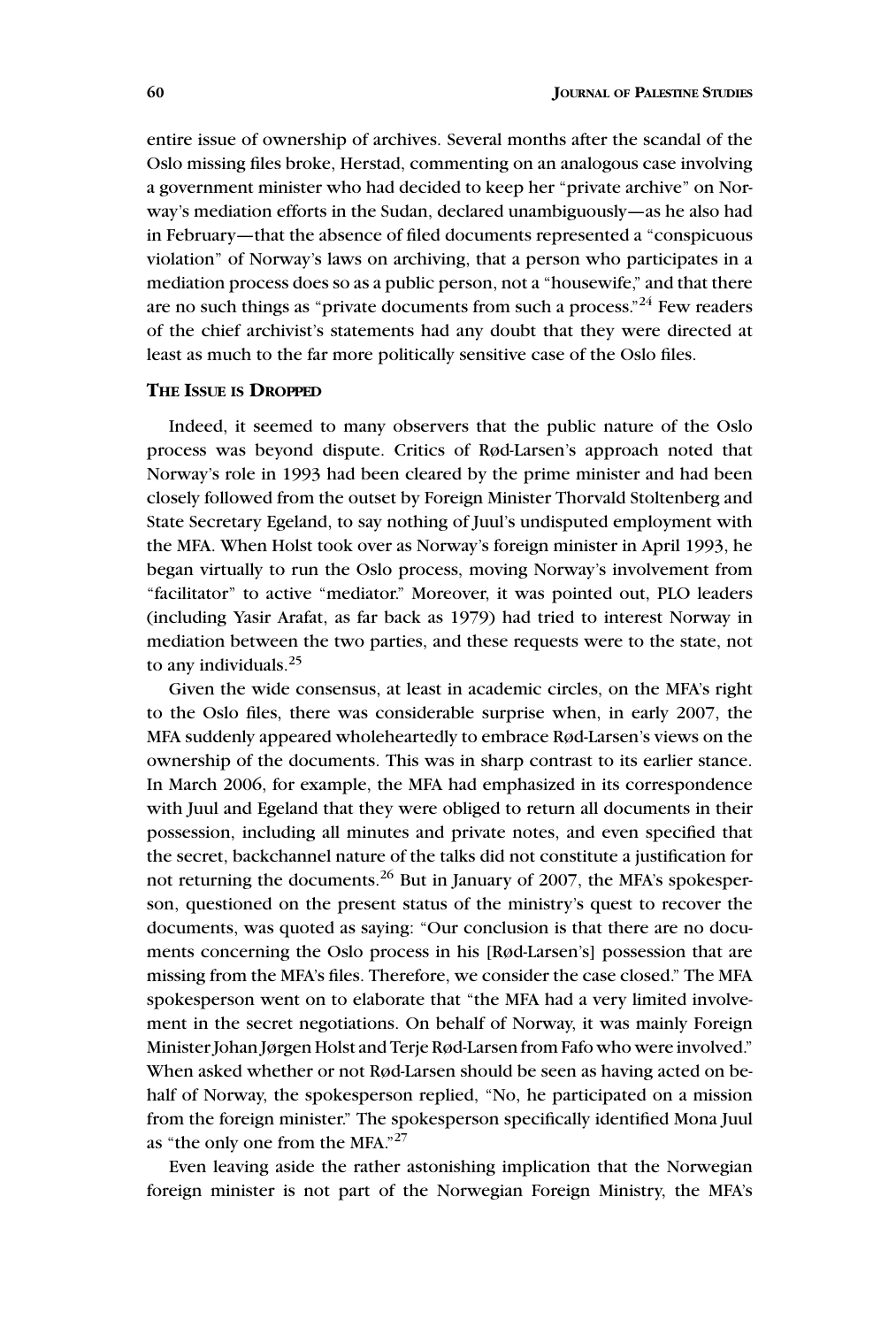entire issue of ownership of archives. Several months after the scandal of the Oslo missing files broke, Herstad, commenting on an analogous case involving a government minister who had decided to keep her "private archive" on Norway's mediation efforts in the Sudan, declared unambiguously—as he also had in February—that the absence of filed documents represented a "conspicuous violation" of Norway's laws on archiving, that a person who participates in a mediation process does so as a public person, not a "housewife," and that there are no such things as "private documents from such a process."[24] Few readers of the chief archivist's statements had any doubt that they were directed at least as much to the far more politically sensitive case of the Oslo files.

### The Issue is Dropped

Indeed, it seemed to many observers that the public nature of the Oslo process was beyond dispute. Critics of Rød-Larsen's approach noted that Norway's role in 1993 had been cleared by the prime minister and had been closely followed from the outset by Foreign Minister Thorvald Stoltenberg and State Secretary Egeland, to say nothing of Juul's undisputed employment with the MFA. When Holst took over as Norway's foreign minister in April 1993, he began virtually to run the Oslo process, moving Norway's involvement from "facilitator" to active "mediator." Moreover, it was pointed out, PLO leaders (including Yasir Arafat, as far back as 1979) had tried to interest Norway in mediation between the two parties, and these requests were to the state, not to any individuals.[25]

Given the wide consensus, at least in academic circles, on the MFA's right to the Oslo files, there was considerable surprise when, in early 2007, the MFA suddenly appeared wholeheartedly to embrace Rød-Larsen's views on the ownership of the documents. This was in sharp contrast to its earlier stance. In March 2006, for example, the MFA had emphasized in its correspondence with Juul and Egeland that they were obliged to return all documents in their possession, including all minutes and private notes, and even specified that the secret, backchannel nature of the talks did not constitute a justification for not returning the documents.[26] But in January of 2007, the MFA's spokesperson, questioned on the present status of the ministry's quest to recover the documents, was quoted as saying: "Our conclusion is that there are no documents concerning the Oslo process in his [Rød-Larsen's] possession that are missing from the MFA's files. Therefore, we consider the case closed." The MFA spokesperson went on to elaborate that "the MFA had a very limited involvement in the secret negotiations. On behalf of Norway, it was mainly Foreign Minister Johan Jørgen Holst and Terje Rød-Larsen from Fafo who were involved." When asked whether or not Rød-Larsen should be seen as having acted on behalf of Norway, the spokesperson replied, "No, he participated on a mission from the foreign minister." The spokesperson specifically identified Mona Juul as "the only one from the MFA."[27]

Even leaving aside the rather astonishing implication that the Norwegian foreign minister is not part of the Norwegian Foreign Ministry, the MFA's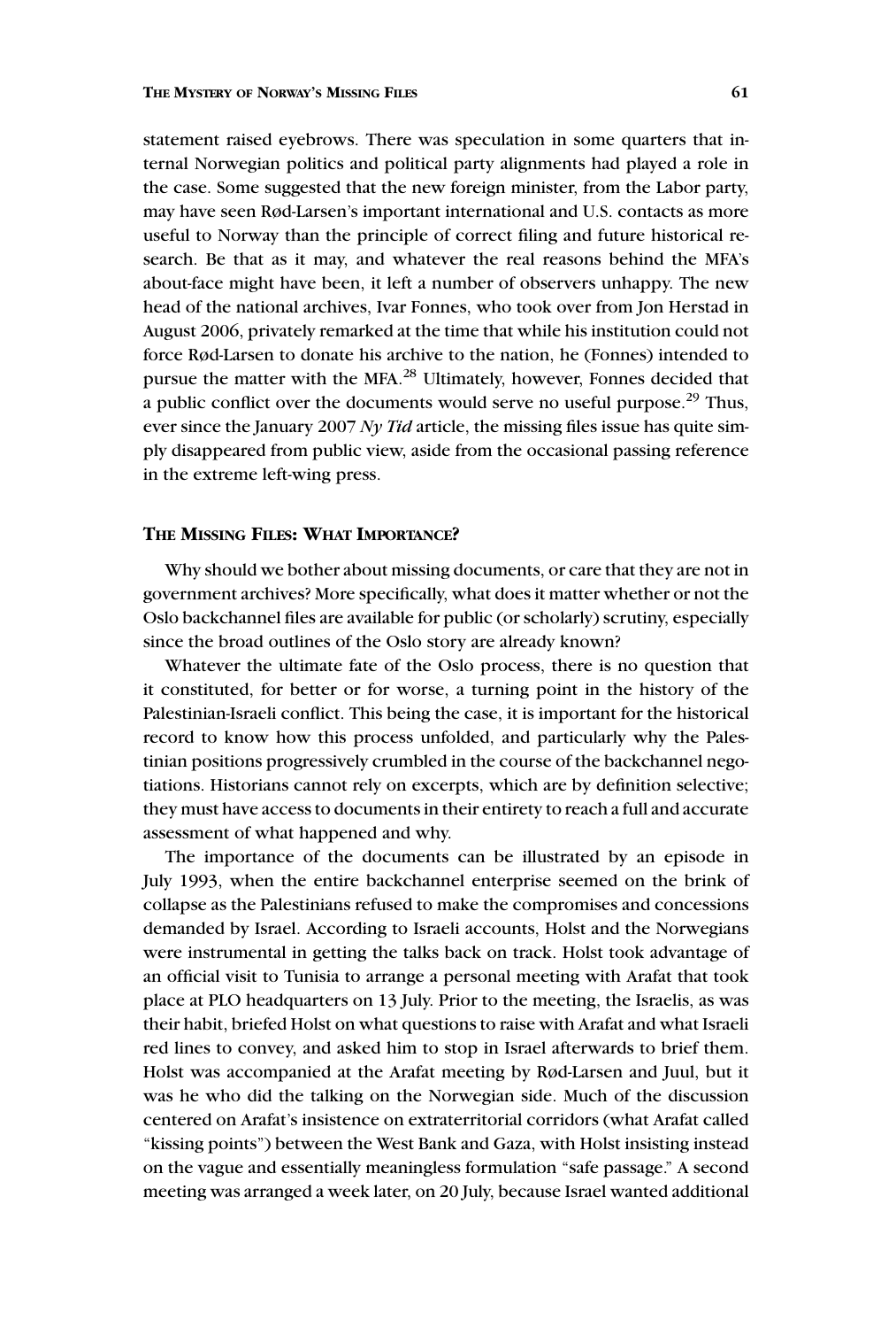statement raised eyebrows. There was speculation in some quarters that internal Norwegian politics and political party alignments had played a role in the case. Some suggested that the new foreign minister, from the Labor party, may have seen Rød-Larsen's important international and U.S. contacts as more useful to Norway than the principle of correct filing and future historical research. Be that as it may, and whatever the real reasons behind the MFA's about-face might have been, it left a number of observers unhappy. The new head of the national archives, Ivar Fonnes, who took over from Jon Herstad in August 2006, privately remarked at the time that while his institution could not force Rød-Larsen to donate his archive to the nation, he (Fonnes) intended to pursue the matter with the MFA.[28] Ultimately, however, Fonnes decided that a public conflict over the documents would serve no useful purpose.[29] Thus, ever since the January 2007 *Ny Tid* article, the missing files issue has quite simply disappeared from public view, aside from the occasional passing reference in the extreme left-wing press.

## The Missing Files: What Importance?

Why should we bother about missing documents, or care that they are not in government archives? More specifically, what does it matter whether or not the Oslo backchannel files are available for public (or scholarly) scrutiny, especially since the broad outlines of the Oslo story are already known?

Whatever the ultimate fate of the Oslo process, there is no question that it constituted, for better or for worse, a turning point in the history of the Palestinian-Israeli conflict. This being the case, it is important for the historical record to know how this process unfolded, and particularly why the Palestinian positions progressively crumbled in the course of the backchannel negotiations. Historians cannot rely on excerpts, which are by definition selective; they must have access to documents in their entirety to reach a full and accurate assessment of what happened and why.

The importance of the documents can be illustrated by an episode in July 1993, when the entire backchannel enterprise seemed on the brink of collapse as the Palestinians refused to make the compromises and concessions demanded by Israel. According to Israeli accounts, Holst and the Norwegians were instrumental in getting the talks back on track. Holst took advantage of an official visit to Tunisia to arrange a personal meeting with Arafat that took place at PLO headquarters on 13 July. Prior to the meeting, the Israelis, as was their habit, briefed Holst on what questions to raise with Arafat and what Israeli red lines to convey, and asked him to stop in Israel afterwards to brief them. Holst was accompanied at the Arafat meeting by Rød-Larsen and Juul, but it was he who did the talking on the Norwegian side. Much of the discussion centered on Arafat's insistence on extraterritorial corridors (what Arafat called "kissing points") between the West Bank and Gaza, with Holst insisting instead on the vague and essentially meaningless formulation "safe passage." A second meeting was arranged a week later, on 20 July, because Israel wanted additional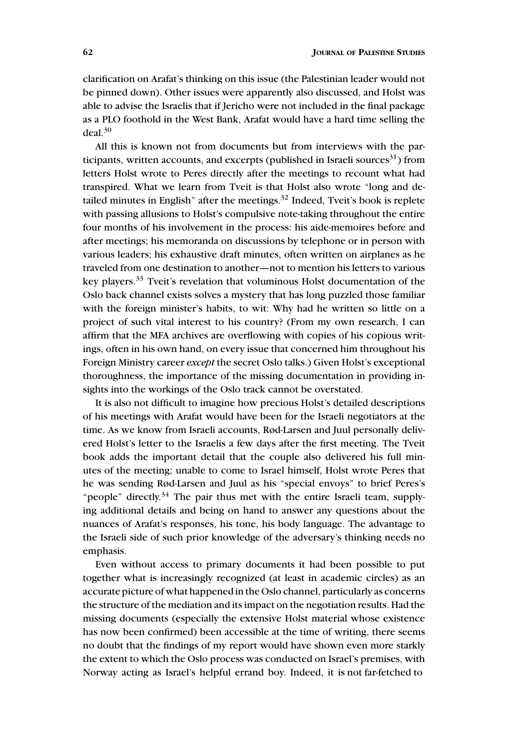clarification on Arafat's thinking on this issue (the Palestinian leader would not be pinned down). Other issues were apparently also discussed, and Holst was able to advise the Israelis that if Jericho were not included in the final package as a PLO foothold in the West Bank, Arafat would have a hard time selling the deal.[30]

All this is known not from documents but from interviews with the participants, written accounts, and excerpts (published in Israeli sources[31]) from letters Holst wrote to Peres directly after the meetings to recount what had transpired. What we learn from Tveit is that Holst also wrote "long and detailed minutes in English" after the meetings.[32] Indeed, Tveit's book is replete with passing allusions to Holst's compulsive note-taking throughout the entire four months of his involvement in the process: his aide-memoires before and after meetings; his memoranda on discussions by telephone or in person with various leaders; his exhaustive draft minutes, often written on airplanes as he traveled from one destination to another—not to mention his letters to various key players.[33] Tveit's revelation that voluminous Holst documentation of the Oslo back channel exists solves a mystery that has long puzzled those familiar with the foreign minister's habits, to wit: Why had he written so little on a project of such vital interest to his country? (From my own research, I can affirm that the MFA archives are overflowing with copies of his copious writings, often in his own hand, on every issue that concerned him throughout his Foreign Ministry career *except* the secret Oslo talks.) Given Holst's exceptional thoroughness, the importance of the missing documentation in providing insights into the workings of the Oslo track cannot be overstated.

It is also not difficult to imagine how precious Holst's detailed descriptions of his meetings with Arafat would have been for the Israeli negotiators at the time. As we know from Israeli accounts, Rød-Larsen and Juul personally delivered Holst's letter to the Israelis a few days after the first meeting. The Tveit book adds the important detail that the couple also delivered his full minutes of the meeting; unable to come to Israel himself, Holst wrote Peres that he was sending Rød-Larsen and Juul as his "special envoys" to brief Peres's "people" directly.[34] The pair thus met with the entire Israeli team, supplying additional details and being on hand to answer any questions about the nuances of Arafat's responses, his tone, his body language. The advantage to the Israeli side of such prior knowledge of the adversary's thinking needs no emphasis.

Even without access to primary documents it had been possible to put together what is increasingly recognized (at least in academic circles) as an accurate picture of what happened in the Oslo channel, particularly as concerns the structure of the mediation and its impact on the negotiation results. Had the missing documents (especially the extensive Holst material whose existence has now been confirmed) been accessible at the time of writing, there seems no doubt that the findings of my report would have shown even more starkly the extent to which the Oslo process was conducted on Israel's premises, with Norway acting as Israel's helpful errand boy. Indeed, it is not far-fetched to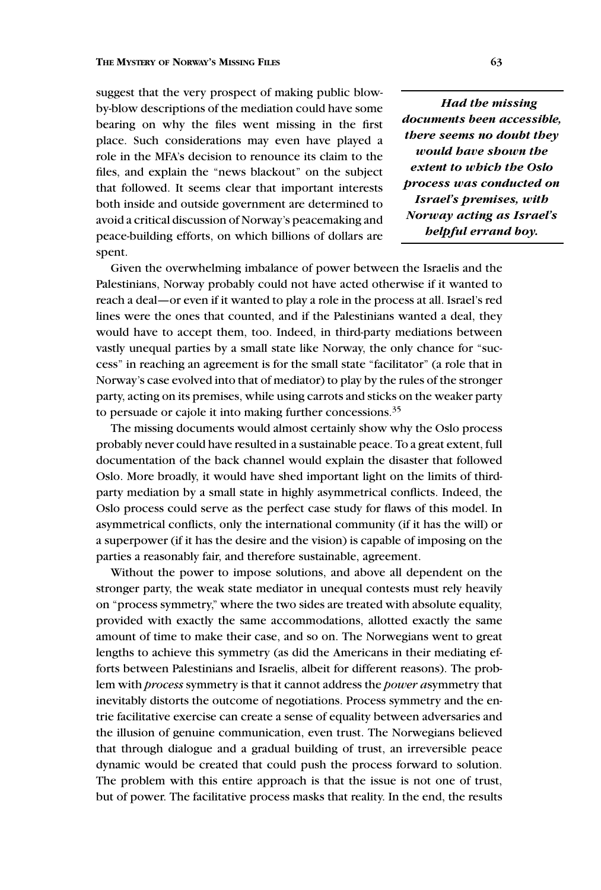suggest that the very prospect of making public blow-by-blow descriptions of the mediation could have some bearing on why the files went missing in the first place. Such considerations may even have played a role in the MFA's decision to renounce its claim to the files, and explain the "news blackout" on the subject that followed. It seems clear that important interests both inside and outside government are determined to avoid a critical discussion of Norway's peacemaking and peace-building efforts, on which billions of dollars are spent.

***Had the missing documents been accessible, there seems no doubt they would have shown the extent to which the Oslo process was conducted on Israel's premises, with Norway acting as Israel's helpful errand boy.***

Given the overwhelming imbalance of power between the Israelis and the Palestinians, Norway probably could not have acted otherwise if it wanted to reach a deal—or even if it wanted to play a role in the process at all. Israel's red lines were the ones that counted, and if the Palestinians wanted a deal, they would have to accept them, too. Indeed, in third-party mediations between vastly unequal parties by a small state like Norway, the only chance for "success" in reaching an agreement is for the small state "facilitator" (a role that in Norway's case evolved into that of mediator) to play by the rules of the stronger party, acting on its premises, while using carrots and sticks on the weaker party to persuade or cajole it into making further concessions.[35]

The missing documents would almost certainly show why the Oslo process probably never could have resulted in a sustainable peace. To a great extent, full documentation of the back channel would explain the disaster that followed Oslo. More broadly, it would have shed important light on the limits of third-party mediation by a small state in highly asymmetrical conflicts. Indeed, the Oslo process could serve as the perfect case study for flaws of this model. In asymmetrical conflicts, only the international community (if it has the will) or a superpower (if it has the desire and the vision) is capable of imposing on the parties a reasonably fair, and therefore sustainable, agreement.

Without the power to impose solutions, and above all dependent on the stronger party, the weak state mediator in unequal contests must rely heavily on "process symmetry," where the two sides are treated with absolute equality, provided with exactly the same accommodations, allotted exactly the same amount of time to make their case, and so on. The Norwegians went to great lengths to achieve this symmetry (as did the Americans in their mediating efforts between Palestinians and Israelis, albeit for different reasons). The problem with *process* symmetry is that it cannot address the *power a*symmetry that inevitably distorts the outcome of negotiations. Process symmetry and the entrie facilitative exercise can create a sense of equality between adversaries and the illusion of genuine communication, even trust. The Norwegians believed that through dialogue and a gradual building of trust, an irreversible peace dynamic would be created that could push the process forward to solution. The problem with this entire approach is that the issue is not one of trust, but of power. The facilitative process masks that reality. In the end, the results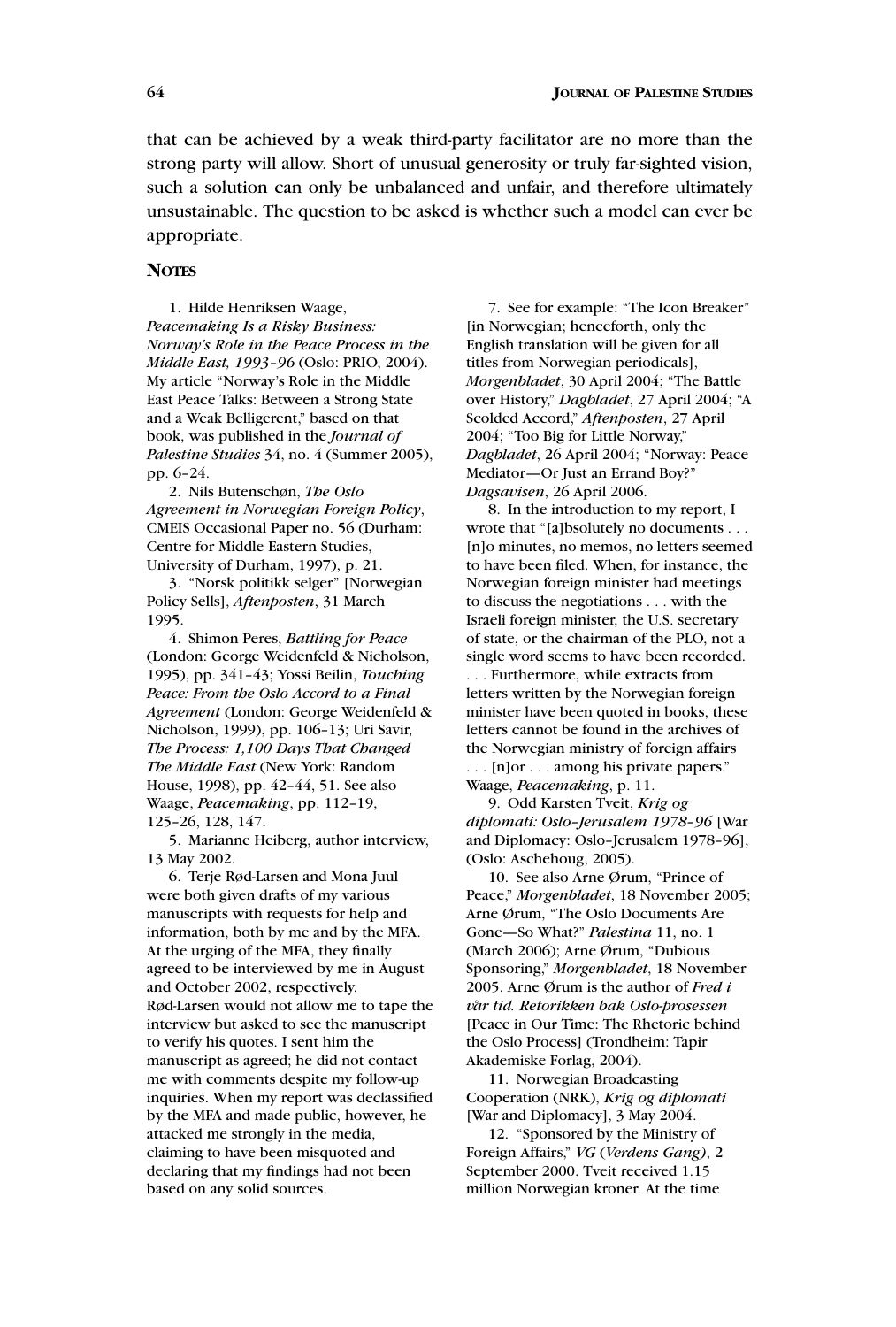that can be achieved by a weak third-party facilitator are no more than the strong party will allow. Short of unusual generosity or truly far-sighted vision, such a solution can only be unbalanced and unfair, and therefore ultimately unsustainable. The question to be asked is whether such a model can ever be appropriate.

## Notes

1. Hilde Henriksen Waage, *Peacemaking Is a Risky Business: Norway's Role in the Peace Process in the Middle East, 1993–96* (Oslo: PRIO, 2004). My article "Norway's Role in the Middle East Peace Talks: Between a Strong State and a Weak Belligerent," based on that book, was published in the *Journal of Palestine Studies* 34, no. 4 (Summer 2005), pp. 6–24.

2. Nils Butenschøn, *The Oslo Agreement in Norwegian Foreign Policy*, CMEIS Occasional Paper no. 56 (Durham: Centre for Middle Eastern Studies, University of Durham, 1997), p. 21.

3. "Norsk politikk selger" [Norwegian Policy Sells], *Aftenposten*, 31 March 1995.

4. Shimon Peres, *Battling for Peace* (London: George Weidenfeld & Nicholson, 1995), pp. 341–43; Yossi Beilin, *Touching Peace: From the Oslo Accord to a Final Agreement* (London: George Weidenfeld & Nicholson, 1999), pp. 106–13; Uri Savir, *The Process: 1,100 Days That Changed The Middle East* (New York: Random House, 1998), pp. 42–44, 51. See also Waage, *Peacemaking*, pp. 112–19, 125–26, 128, 147.

5. Marianne Heiberg, author interview, 13 May 2002.

6. Terje Rød-Larsen and Mona Juul were both given drafts of my various manuscripts with requests for help and information, both by me and by the MFA. At the urging of the MFA, they finally agreed to be interviewed by me in August and October 2002, respectively. Rød-Larsen would not allow me to tape the interview but asked to see the manuscript to verify his quotes. I sent him the manuscript as agreed; he did not contact me with comments despite my follow-up inquiries. When my report was declassified by the MFA and made public, however, he attacked me strongly in the media, claiming to have been misquoted and declaring that my findings had not been based on any solid sources.

7. See for example: "The Icon Breaker" [in Norwegian; henceforth, only the English translation will be given for all titles from Norwegian periodicals], *Morgenbladet*, 30 April 2004; "The Battle over History," *Dagbladet*, 27 April 2004; "A Scolded Accord," *Aftenposten*, 27 April 2004; "Too Big for Little Norway," *Dagbladet*, 26 April 2004; "Norway: Peace Mediator—Or Just an Errand Boy?" *Dagsavisen*, 26 April 2006.

8. In the introduction to my report, I wrote that "[a]bsolutely no documents . . . [n]o minutes, no memos, no letters seemed to have been filed. When, for instance, the Norwegian foreign minister had meetings to discuss the negotiations . . . with the Israeli foreign minister, the U.S. secretary of state, or the chairman of the PLO, not a single word seems to have been recorded. . . . Furthermore, while extracts from letters written by the Norwegian foreign minister have been quoted in books, these letters cannot be found in the archives of the Norwegian ministry of foreign affairs . . . [n]or . . . among his private papers." Waage, *Peacemaking*, p. 11.

9. Odd Karsten Tveit, *Krig og diplomati: Oslo–Jerusalem 1978–96* [War and Diplomacy: Oslo–Jerusalem 1978–96], (Oslo: Aschehoug, 2005).

10. See also Arne Ørum, "Prince of Peace," *Morgenbladet*, 18 November 2005; Arne Ørum, "The Oslo Documents Are Gone—So What?" *Palestina* 11, no. 1 (March 2006); Arne Ørum, "Dubious Sponsoring," *Morgenbladet*, 18 November 2005. Arne Ørum is the author of *Fred i vår tid. Retorikken bak Oslo-prosessen* [Peace in Our Time: The Rhetoric behind the Oslo Process] (Trondheim: Tapir Akademiske Forlag, 2004).

11. Norwegian Broadcasting Cooperation (NRK), *Krig og diplomati* [War and Diplomacy], 3 May 2004.

12. "Sponsored by the Ministry of Foreign Affairs," *VG* (*Verdens Gang*), 2 September 2000. Tveit received 1.15 million Norwegian kroner. At the time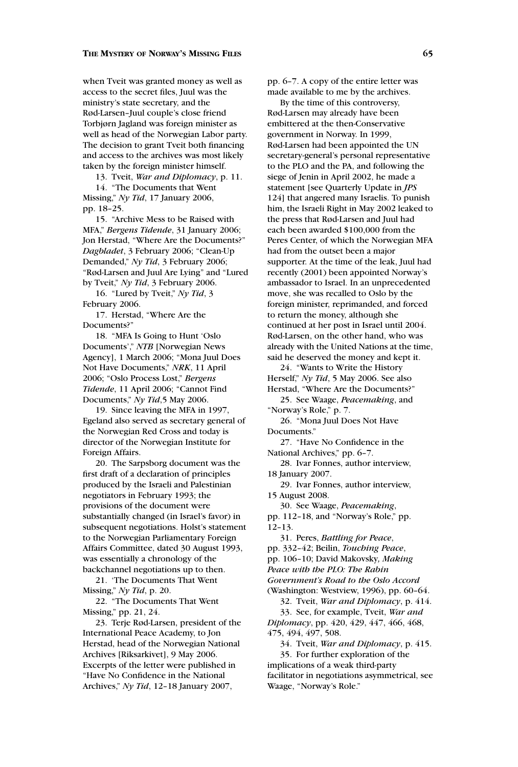when Tveit was granted money as well as access to the secret files, Juul was the ministry's state secretary, and the Rød-Larsen–Juul couple's close friend Torbjørn Jagland was foreign minister as well as head of the Norwegian Labor party. The decision to grant Tveit both financing and access to the archives was most likely taken by the foreign minister himself.

13. Tveit, *War and Diplomacy*, p. 11.

14. "The Documents that Went Missing," *Ny Tid*, 17 January 2006, pp. 18–25.

15. "Archive Mess to be Raised with MFA," *Bergens Tidende*, 31 January 2006; Jon Herstad, "Where Are the Documents?" *Dagbladet*, 3 February 2006; "Clean-Up Demanded," *Ny Tid*, 3 February 2006; "Rød-Larsen and Juul Are Lying" and "Lured by Tveit," *Ny Tid*, 3 February 2006.

16. "Lured by Tveit," *Ny Tid*, 3 February 2006.

17. Herstad, "Where Are the Documents?"

18. "MFA Is Going to Hunt 'Oslo Documents'," *NTB* [Norwegian News Agency], 1 March 2006; "Mona Juul Does Not Have Documents," *NRK*, 11 April 2006; "Oslo Process Lost," *Bergens Tidende*, 11 April 2006; "Cannot Find Documents," *Ny Tid*, 5 May 2006.

19. Since leaving the MFA in 1997, Egeland also served as secretary general of the Norwegian Red Cross and today is director of the Norwegian Institute for Foreign Affairs.

20. The Sarpsborg document was the first draft of a declaration of principles produced by the Israeli and Palestinian negotiators in February 1993; the provisions of the document were substantially changed (in Israel's favor) in subsequent negotiations. Holst's statement to the Norwegian Parliamentary Foreign Affairs Committee, dated 30 August 1993, was essentially a chronology of the backchannel negotiations up to then.

21. 'The Documents That Went Missing," *Ny Tid*, p. 20.

22. "The Documents That Went Missing," pp. 21, 24.

23. Terje Rød-Larsen, president of the International Peace Academy, to Jon Herstad, head of the Norwegian National Archives [Riksarkivet], 9 May 2006. Excerpts of the letter were published in "Have No Confidence in the National Archives," *Ny Tid*, 12–18 January 2007, pp. 6–7. A copy of the entire letter was made available to me by the archives.

By the time of this controversy, Rød-Larsen may already have been embittered at the then-Conservative government in Norway. In 1999, Rød-Larsen had been appointed the UN secretary-general's personal representative to the PLO and the PA, and following the siege of Jenin in April 2002, he made a statement [see Quarterly Update in *JPS* 124] that angered many Israelis. To punish him, the Israeli Right in May 2002 leaked to the press that Rød-Larsen and Juul had each been awarded \$100,000 from the Peres Center, of which the Norwegian MFA had from the outset been a major supporter. At the time of the leak, Juul had recently (2001) been appointed Norway's ambassador to Israel. In an unprecedented move, she was recalled to Oslo by the foreign minister, reprimanded, and forced to return the money, although she continued at her post in Israel until 2004. Rød-Larsen, on the other hand, who was already with the United Nations at the time, said he deserved the money and kept it.

24. "Wants to Write the History Herself," *Ny Tid*, 5 May 2006. See also Herstad, "Where Are the Documents?"

25. See Waage, *Peacemaking*, and "Norway's Role," p. 7.

26. "Mona Juul Does Not Have Documents."

27. "Have No Confidence in the National Archives," pp. 6–7.

28. Ivar Fonnes, author interview, 18 January 2007.

29. Ivar Fonnes, author interview, 15 August 2008.

30. See Waage, *Peacemaking*, pp. 112–18, and "Norway's Role," pp. 12–13.

31. Peres, *Battling for Peace*, pp. 332–42; Beilin, *Touching Peace*, pp. 106–10; David Makovsky, *Making Peace with the PLO: The Rabin Government's Road to the Oslo Accord* (Washington: Westview, 1996), pp. 60–64.

32. Tveit, *War and Diplomacy*, p. 414.

33. See, for example, Tveit, *War and Diplomacy*, pp. 420, 429, 447, 466, 468, 475, 494, 497, 508.

34. Tveit, *War and Diplomacy*, p. 415.

35. For further exploration of the implications of a weak third-party facilitator in negotiations asymmetrical, see Waage, "Norway's Role."